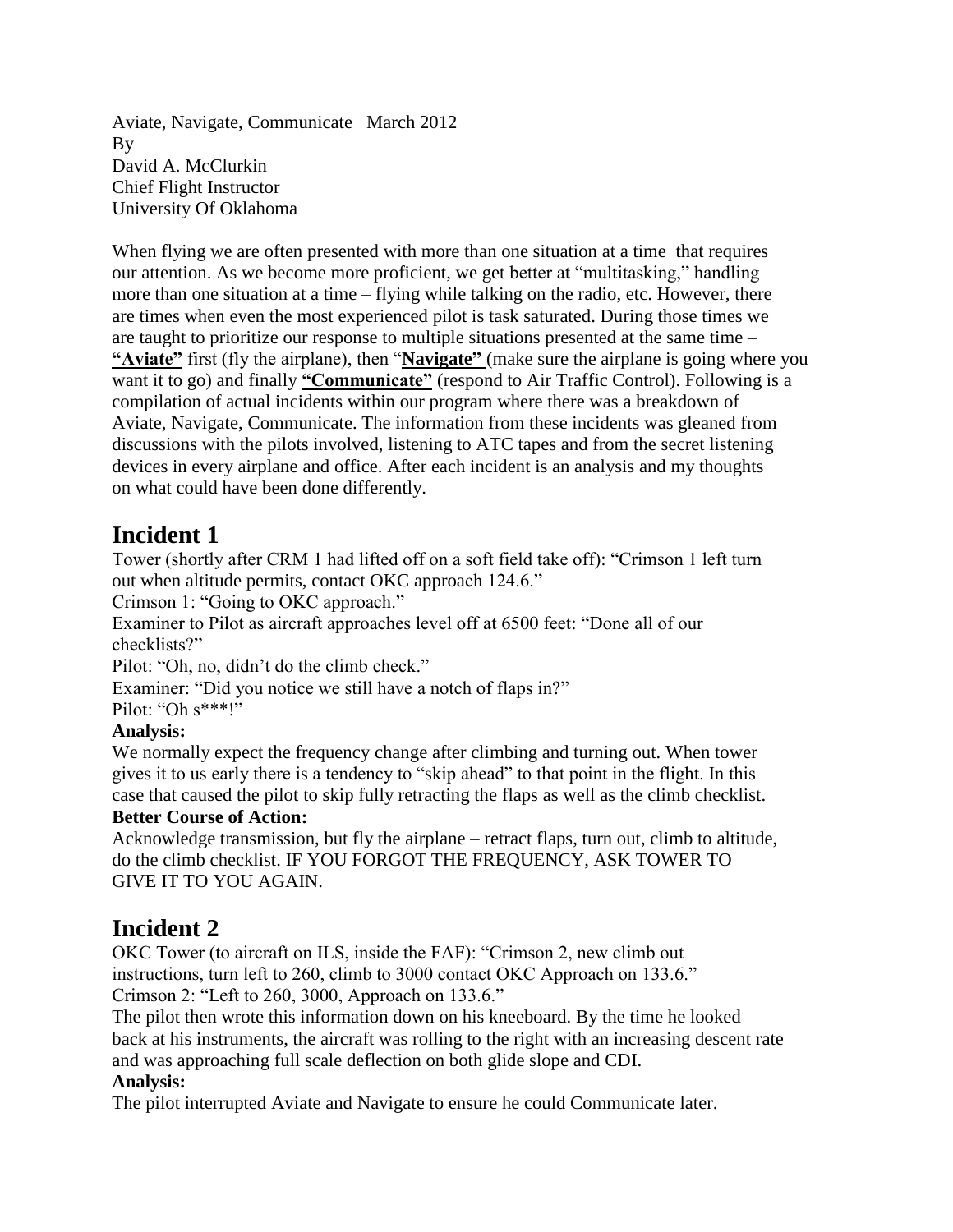Aviate, Navigate, Communicate   March 2012
By
David A. McClurkin
Chief Flight Instructor
University Of Oklahoma

When flying we are often presented with more than one situation at a time that requires our attention. As we become more proficient, we get better at "multitasking," handling more than one situation at a time – flying while talking on the radio, etc. However, there are times when even the most experienced pilot is task saturated. During those times we are taught to prioritize our response to multiple situations presented at the same time – **<u>"Aviate"</u>** first (fly the airplane), then "**<u>Navigate"</u>** (make sure the airplane is going where you want it to go) and finally **<u>"Communicate"</u>** (respond to Air Traffic Control). Following is a compilation of actual incidents within our program where there was a breakdown of Aviate, Navigate, Communicate. The information from these incidents was gleaned from discussions with the pilots involved, listening to ATC tapes and from the secret listening devices in every airplane and office. After each incident is an analysis and my thoughts on what could have been done differently.

## Incident 1

Tower (shortly after CRM 1 had lifted off on a soft field take off): "Crimson 1 left turn out when altitude permits, contact OKC approach 124.6."
Crimson 1: "Going to OKC approach."
Examiner to Pilot as aircraft approaches level off at 6500 feet: "Done all of our checklists?"
Pilot: "Oh, no, didn't do the climb check."
Examiner: "Did you notice we still have a notch of flaps in?"
Pilot: "Oh s***!"

**Analysis:**
We normally expect the frequency change after climbing and turning out. When tower gives it to us early there is a tendency to "skip ahead" to that point in the flight. In this case that caused the pilot to skip fully retracting the flaps as well as the climb checklist.

**Better Course of Action:**
Acknowledge transmission, but fly the airplane – retract flaps, turn out, climb to altitude, do the climb checklist. IF YOU FORGOT THE FREQUENCY, ASK TOWER TO GIVE IT TO YOU AGAIN.

## Incident 2

OKC Tower (to aircraft on ILS, inside the FAF): "Crimson 2, new climb out instructions, turn left to 260, climb to 3000 contact OKC Approach on 133.6."
Crimson 2: "Left to 260, 3000, Approach on 133.6."
The pilot then wrote this information down on his kneeboard. By the time he looked back at his instruments, the aircraft was rolling to the right with an increasing descent rate and was approaching full scale deflection on both glide slope and CDI.

**Analysis:**
The pilot interrupted Aviate and Navigate to ensure he could Communicate later.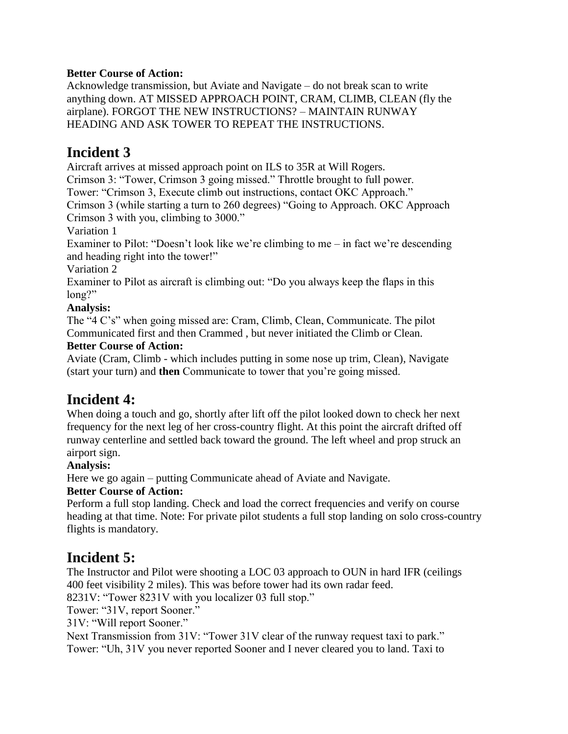**Better Course of Action:**
Acknowledge transmission, but Aviate and Navigate – do not break scan to write anything down. AT MISSED APPROACH POINT, CRAM, CLIMB, CLEAN (fly the airplane). FORGOT THE NEW INSTRUCTIONS? – MAINTAIN RUNWAY HEADING AND ASK TOWER TO REPEAT THE INSTRUCTIONS.

# Incident 3

Aircraft arrives at missed approach point on ILS to 35R at Will Rogers.
Crimson 3: "Tower, Crimson 3 going missed." Throttle brought to full power.
Tower: "Crimson 3, Execute climb out instructions, contact OKC Approach."
Crimson 3 (while starting a turn to 260 degrees) "Going to Approach. OKC Approach Crimson 3 with you, climbing to 3000."
Variation 1
Examiner to Pilot: "Doesn't look like we're climbing to me – in fact we're descending and heading right into the tower!"
Variation 2
Examiner to Pilot as aircraft is climbing out: "Do you always keep the flaps in this long?"

**Analysis:**
The "4 C's" when going missed are: Cram, Climb, Clean, Communicate. The pilot Communicated first and then Crammed , but never initiated the Climb or Clean.

**Better Course of Action:**
Aviate (Cram, Climb - which includes putting in some nose up trim, Clean), Navigate (start your turn) and **then** Communicate to tower that you're going missed.

# Incident 4:

When doing a touch and go, shortly after lift off the pilot looked down to check her next frequency for the next leg of her cross-country flight. At this point the aircraft drifted off runway centerline and settled back toward the ground. The left wheel and prop struck an airport sign.

**Analysis:**
Here we go again – putting Communicate ahead of Aviate and Navigate.

**Better Course of Action:**
Perform a full stop landing. Check and load the correct frequencies and verify on course heading at that time. Note: For private pilot students a full stop landing on solo cross-country flights is mandatory.

# Incident 5:

The Instructor and Pilot were shooting a LOC 03 approach to OUN in hard IFR (ceilings 400 feet visibility 2 miles). This was before tower had its own radar feed.
8231V: "Tower 8231V with you localizer 03 full stop."
Tower: "31V, report Sooner."
31V: "Will report Sooner."
Next Transmission from 31V: "Tower 31V clear of the runway request taxi to park."
Tower: "Uh, 31V you never reported Sooner and I never cleared you to land. Taxi to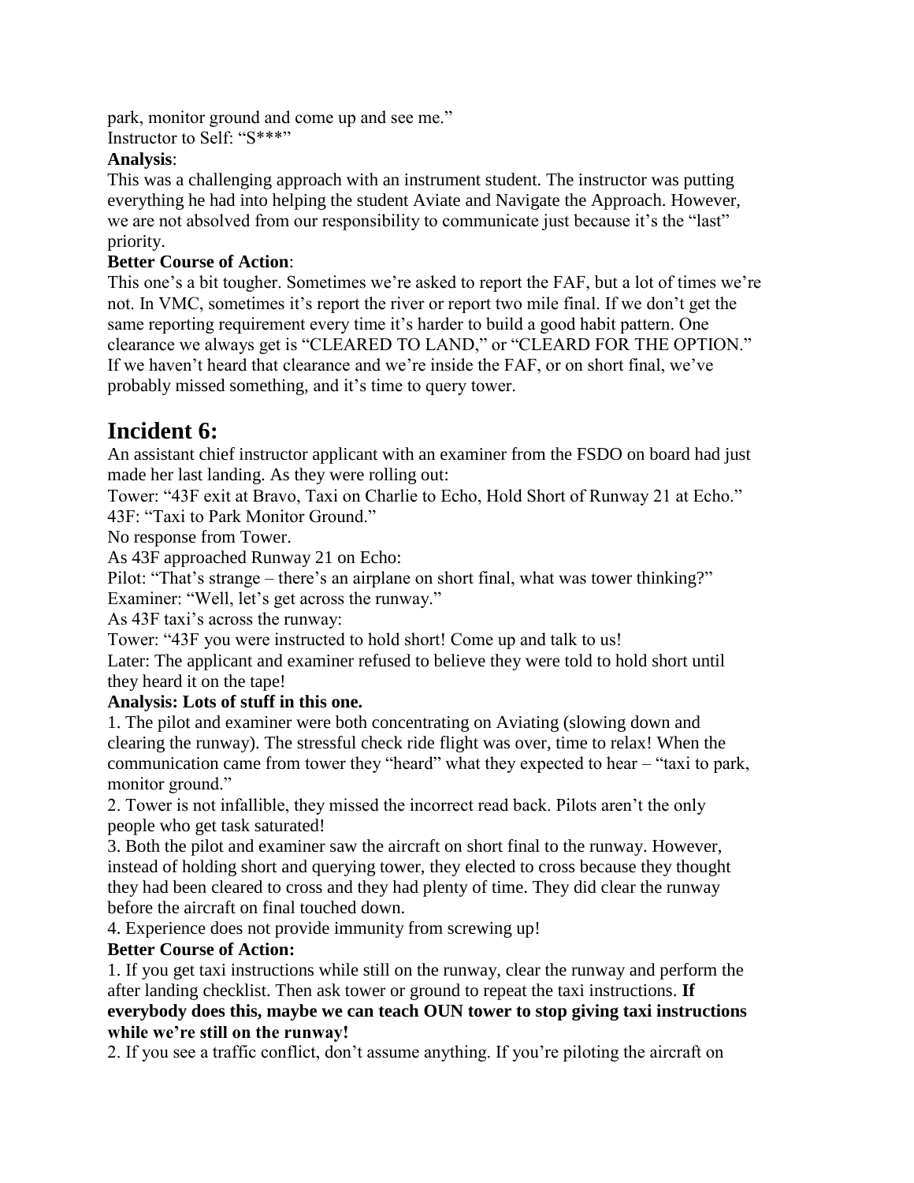park, monitor ground and come up and see me."

Instructor to Self: "S***"

**Analysis**:

This was a challenging approach with an instrument student. The instructor was putting everything he had into helping the student Aviate and Navigate the Approach. However, we are not absolved from our responsibility to communicate just because it's the "last" priority.

**Better Course of Action**:

This one's a bit tougher. Sometimes we're asked to report the FAF, but a lot of times we're not. In VMC, sometimes it's report the river or report two mile final. If we don't get the same reporting requirement every time it's harder to build a good habit pattern. One clearance we always get is "CLEARED TO LAND," or "CLEARD FOR THE OPTION." If we haven't heard that clearance and we're inside the FAF, or on short final, we've probably missed something, and it's time to query tower.

# Incident 6:

An assistant chief instructor applicant with an examiner from the FSDO on board had just made her last landing. As they were rolling out:

Tower: "43F exit at Bravo, Taxi on Charlie to Echo, Hold Short of Runway 21 at Echo."

43F: "Taxi to Park Monitor Ground."

No response from Tower.

As 43F approached Runway 21 on Echo:

Pilot: "That's strange – there's an airplane on short final, what was tower thinking?"

Examiner: "Well, let's get across the runway."

As 43F taxi's across the runway:

Tower: "43F you were instructed to hold short! Come up and talk to us!

Later: The applicant and examiner refused to believe they were told to hold short until they heard it on the tape!

**Analysis: Lots of stuff in this one.**

1. The pilot and examiner were both concentrating on Aviating (slowing down and clearing the runway). The stressful check ride flight was over, time to relax! When the communication came from tower they "heard" what they expected to hear – "taxi to park, monitor ground."
2. Tower is not infallible, they missed the incorrect read back. Pilots aren't the only people who get task saturated!
3. Both the pilot and examiner saw the aircraft on short final to the runway. However, instead of holding short and querying tower, they elected to cross because they thought they had been cleared to cross and they had plenty of time. They did clear the runway before the aircraft on final touched down.
4. Experience does not provide immunity from screwing up!

**Better Course of Action:**

1. If you get taxi instructions while still on the runway, clear the runway and perform the after landing checklist. Then ask tower or ground to repeat the taxi instructions. **If everybody does this, maybe we can teach OUN tower to stop giving taxi instructions while we're still on the runway!**
2. If you see a traffic conflict, don't assume anything. If you're piloting the aircraft on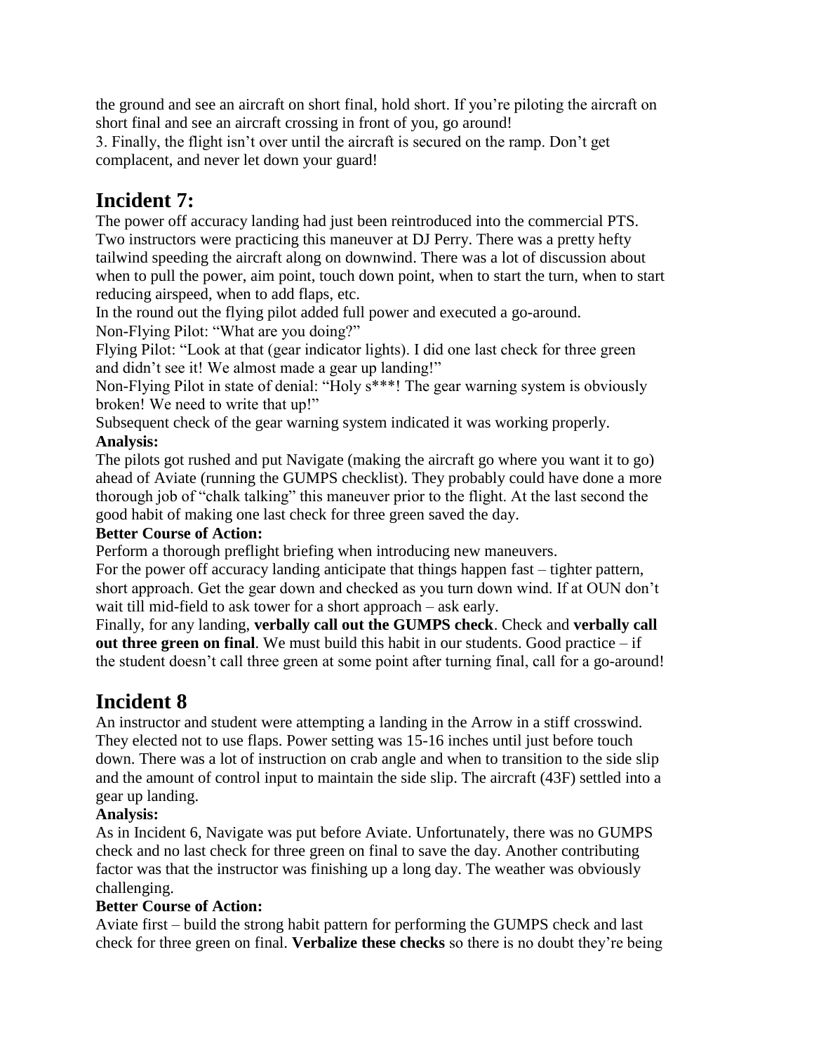the ground and see an aircraft on short final, hold short. If you're piloting the aircraft on short final and see an aircraft crossing in front of you, go around!

3. Finally, the flight isn't over until the aircraft is secured on the ramp. Don't get complacent, and never let down your guard!

# Incident 7:

The power off accuracy landing had just been reintroduced into the commercial PTS. Two instructors were practicing this maneuver at DJ Perry. There was a pretty hefty tailwind speeding the aircraft along on downwind. There was a lot of discussion about when to pull the power, aim point, touch down point, when to start the turn, when to start reducing airspeed, when to add flaps, etc.

In the round out the flying pilot added full power and executed a go-around.

Non-Flying Pilot: "What are you doing?"

Flying Pilot: "Look at that (gear indicator lights). I did one last check for three green and didn't see it! We almost made a gear up landing!"

Non-Flying Pilot in state of denial: "Holy s***! The gear warning system is obviously broken! We need to write that up!"

Subsequent check of the gear warning system indicated it was working properly.

**Analysis:**

The pilots got rushed and put Navigate (making the aircraft go where you want it to go) ahead of Aviate (running the GUMPS checklist). They probably could have done a more thorough job of "chalk talking" this maneuver prior to the flight. At the last second the good habit of making one last check for three green saved the day.

**Better Course of Action:**

Perform a thorough preflight briefing when introducing new maneuvers.

For the power off accuracy landing anticipate that things happen fast – tighter pattern, short approach. Get the gear down and checked as you turn down wind. If at OUN don't wait till mid-field to ask tower for a short approach – ask early.

Finally, for any landing, **verbally call out the GUMPS check**. Check and **verbally call out three green on final**. We must build this habit in our students. Good practice – if the student doesn't call three green at some point after turning final, call for a go-around!

# Incident 8

An instructor and student were attempting a landing in the Arrow in a stiff crosswind. They elected not to use flaps. Power setting was 15-16 inches until just before touch down. There was a lot of instruction on crab angle and when to transition to the side slip and the amount of control input to maintain the side slip. The aircraft (43F) settled into a gear up landing.

**Analysis:**

As in Incident 6, Navigate was put before Aviate. Unfortunately, there was no GUMPS check and no last check for three green on final to save the day. Another contributing factor was that the instructor was finishing up a long day. The weather was obviously challenging.

**Better Course of Action:**

Aviate first – build the strong habit pattern for performing the GUMPS check and last check for three green on final. **Verbalize these checks** so there is no doubt they're being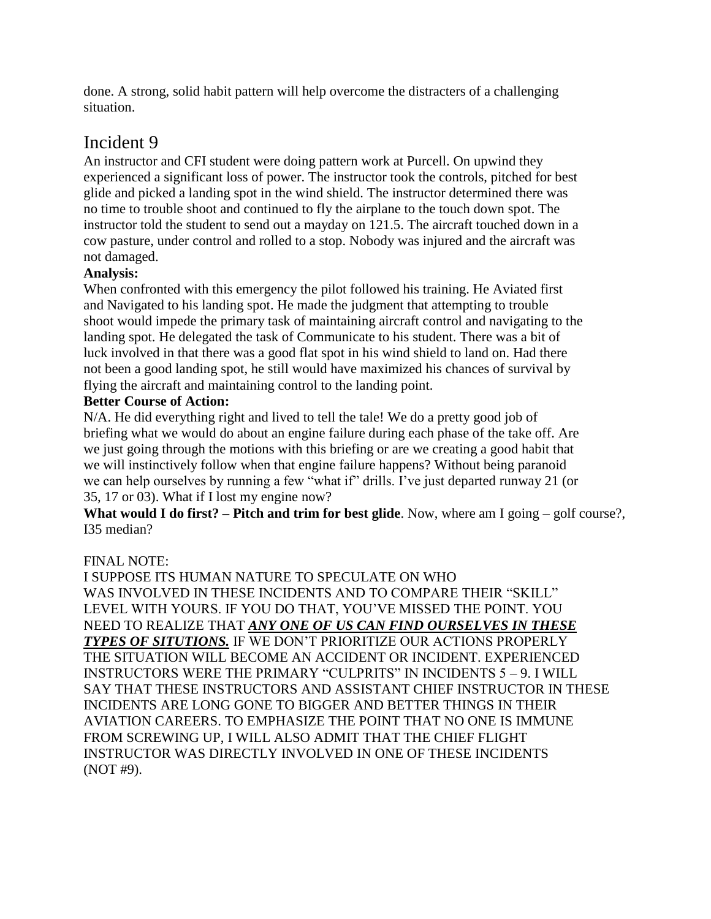done. A strong, solid habit pattern will help overcome the distracters of a challenging situation.

## Incident 9

An instructor and CFI student were doing pattern work at Purcell. On upwind they experienced a significant loss of power. The instructor took the controls, pitched for best glide and picked a landing spot in the wind shield. The instructor determined there was no time to trouble shoot and continued to fly the airplane to the touch down spot. The instructor told the student to send out a mayday on 121.5. The aircraft touched down in a cow pasture, under control and rolled to a stop. Nobody was injured and the aircraft was not damaged.

**Analysis:**

When confronted with this emergency the pilot followed his training. He Aviated first and Navigated to his landing spot. He made the judgment that attempting to trouble shoot would impede the primary task of maintaining aircraft control and navigating to the landing spot. He delegated the task of Communicate to his student. There was a bit of luck involved in that there was a good flat spot in his wind shield to land on. Had there not been a good landing spot, he still would have maximized his chances of survival by flying the aircraft and maintaining control to the landing point.

**Better Course of Action:**

N/A. He did everything right and lived to tell the tale! We do a pretty good job of briefing what we would do about an engine failure during each phase of the take off. Are we just going through the motions with this briefing or are we creating a good habit that we will instinctively follow when that engine failure happens? Without being paranoid we can help ourselves by running a few "what if" drills. I've just departed runway 21 (or 35, 17 or 03). What if I lost my engine now?

**What would I do first? – Pitch and trim for best glide**. Now, where am I going – golf course?, I35 median?

FINAL NOTE:

I SUPPOSE ITS HUMAN NATURE TO SPECULATE ON WHO WAS INVOLVED IN THESE INCIDENTS AND TO COMPARE THEIR "SKILL" LEVEL WITH YOURS. IF YOU DO THAT, YOU'VE MISSED THE POINT. YOU NEED TO REALIZE THAT ***ANY ONE OF US CAN FIND OURSELVES IN THESE TYPES OF SITUTIONS.*** IF WE DON'T PRIORITIZE OUR ACTIONS PROPERLY THE SITUATION WILL BECOME AN ACCIDENT OR INCIDENT. EXPERIENCED INSTRUCTORS WERE THE PRIMARY "CULPRITS" IN INCIDENTS 5 – 9. I WILL SAY THAT THESE INSTRUCTORS AND ASSISTANT CHIEF INSTRUCTOR IN THESE INCIDENTS ARE LONG GONE TO BIGGER AND BETTER THINGS IN THEIR AVIATION CAREERS. TO EMPHASIZE THE POINT THAT NO ONE IS IMMUNE FROM SCREWING UP, I WILL ALSO ADMIT THAT THE CHIEF FLIGHT INSTRUCTOR WAS DIRECTLY INVOLVED IN ONE OF THESE INCIDENTS (NOT #9).